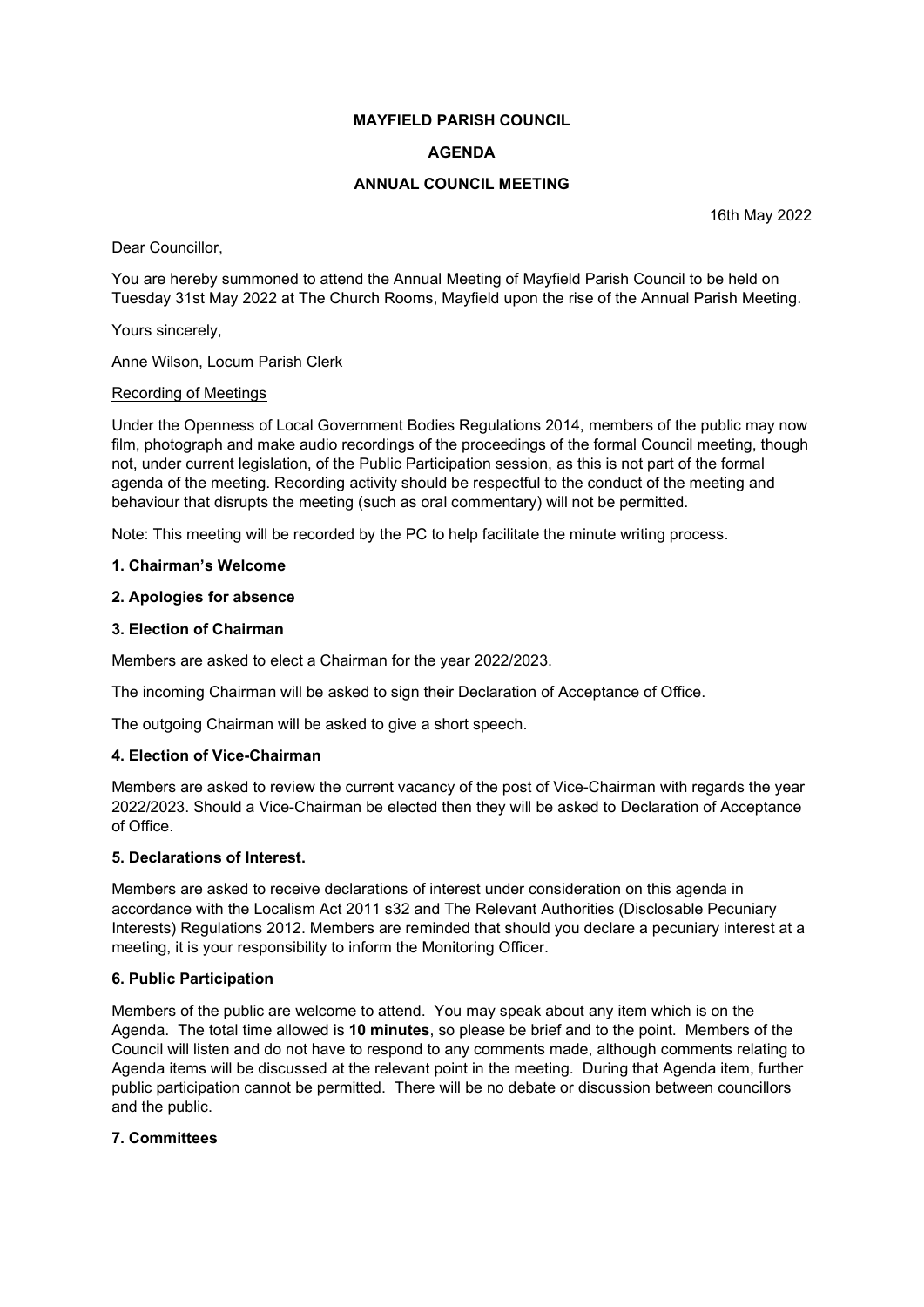**MAYFIELD PARISH COUNCIL**

**AGENDA**

**ANNUAL COUNCIL MEETING**

16th May 2022

Dear Councillor,

You are hereby summoned to attend the Annual Meeting of Mayfield Parish Council to be held on Tuesday 31st May 2022 at The Church Rooms, Mayfield upon the rise of the Annual Parish Meeting.

Yours sincerely,

Anne Wilson, Locum Parish Clerk

<u>Recording of Meetings</u>

Under the Openness of Local Government Bodies Regulations 2014, members of the public may now film, photograph and make audio recordings of the proceedings of the formal Council meeting, though not, under current legislation, of the Public Participation session, as this is not part of the formal agenda of the meeting. Recording activity should be respectful to the conduct of the meeting and behaviour that disrupts the meeting (such as oral commentary) will not be permitted.

Note: This meeting will be recorded by the PC to help facilitate the minute writing process.

**1. Chairman's Welcome**

**2. Apologies for absence**

**3. Election of Chairman**

Members are asked to elect a Chairman for the year 2022/2023.

The incoming Chairman will be asked to sign their Declaration of Acceptance of Office.

The outgoing Chairman will be asked to give a short speech.

**4. Election of Vice-Chairman**

Members are asked to review the current vacancy of the post of Vice-Chairman with regards the year 2022/2023. Should a Vice-Chairman be elected then they will be asked to Declaration of Acceptance of Office.

**5. Declarations of Interest.**

Members are asked to receive declarations of interest under consideration on this agenda in accordance with the Localism Act 2011 s32 and The Relevant Authorities (Disclosable Pecuniary Interests) Regulations 2012. Members are reminded that should you declare a pecuniary interest at a meeting, it is your responsibility to inform the Monitoring Officer.

**6. Public Participation**

Members of the public are welcome to attend. You may speak about any item which is on the Agenda. The total time allowed is **10 minutes**, so please be brief and to the point. Members of the Council will listen and do not have to respond to any comments made, although comments relating to Agenda items will be discussed at the relevant point in the meeting. During that Agenda item, further public participation cannot be permitted. There will be no debate or discussion between councillors and the public.

**7. Committees**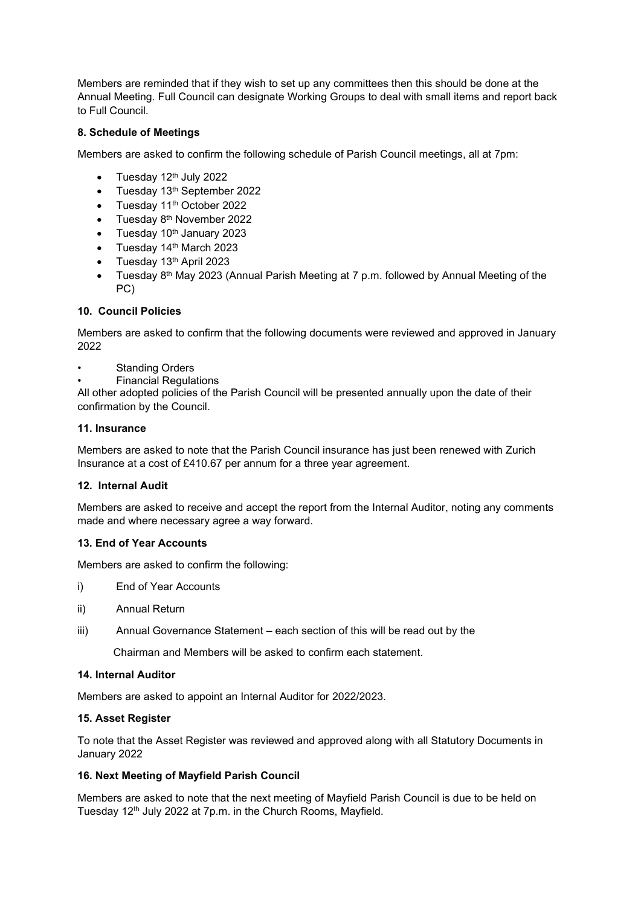Members are reminded that if they wish to set up any committees then this should be done at the Annual Meeting. Full Council can designate Working Groups to deal with small items and report back to Full Council.

**8. Schedule of Meetings**

Members are asked to confirm the following schedule of Parish Council meetings, all at 7pm:

- Tuesday 12th July 2022
- Tuesday 13th September 2022
- Tuesday 11th October 2022
- Tuesday 8th November 2022
- Tuesday 10th January 2023
- Tuesday 14th March 2023
- Tuesday 13th April 2023
- Tuesday 8th May 2023 (Annual Parish Meeting at 7 p.m. followed by Annual Meeting of the PC)

**10. Council Policies**

Members are asked to confirm that the following documents were reviewed and approved in January 2022

- Standing Orders
- Financial Regulations

All other adopted policies of the Parish Council will be presented annually upon the date of their confirmation by the Council.

**11. Insurance**

Members are asked to note that the Parish Council insurance has just been renewed with Zurich Insurance at a cost of £410.67 per annum for a three year agreement.

**12. Internal Audit**

Members are asked to receive and accept the report from the Internal Auditor, noting any comments made and where necessary agree a way forward.

**13. End of Year Accounts**

Members are asked to confirm the following:

i) End of Year Accounts

ii) Annual Return

iii) Annual Governance Statement – each section of this will be read out by the Chairman and Members will be asked to confirm each statement.

**14. Internal Auditor**

Members are asked to appoint an Internal Auditor for 2022/2023.

**15. Asset Register**

To note that the Asset Register was reviewed and approved along with all Statutory Documents in January 2022

**16. Next Meeting of Mayfield Parish Council**

Members are asked to note that the next meeting of Mayfield Parish Council is due to be held on Tuesday 12th July 2022 at 7p.m. in the Church Rooms, Mayfield.